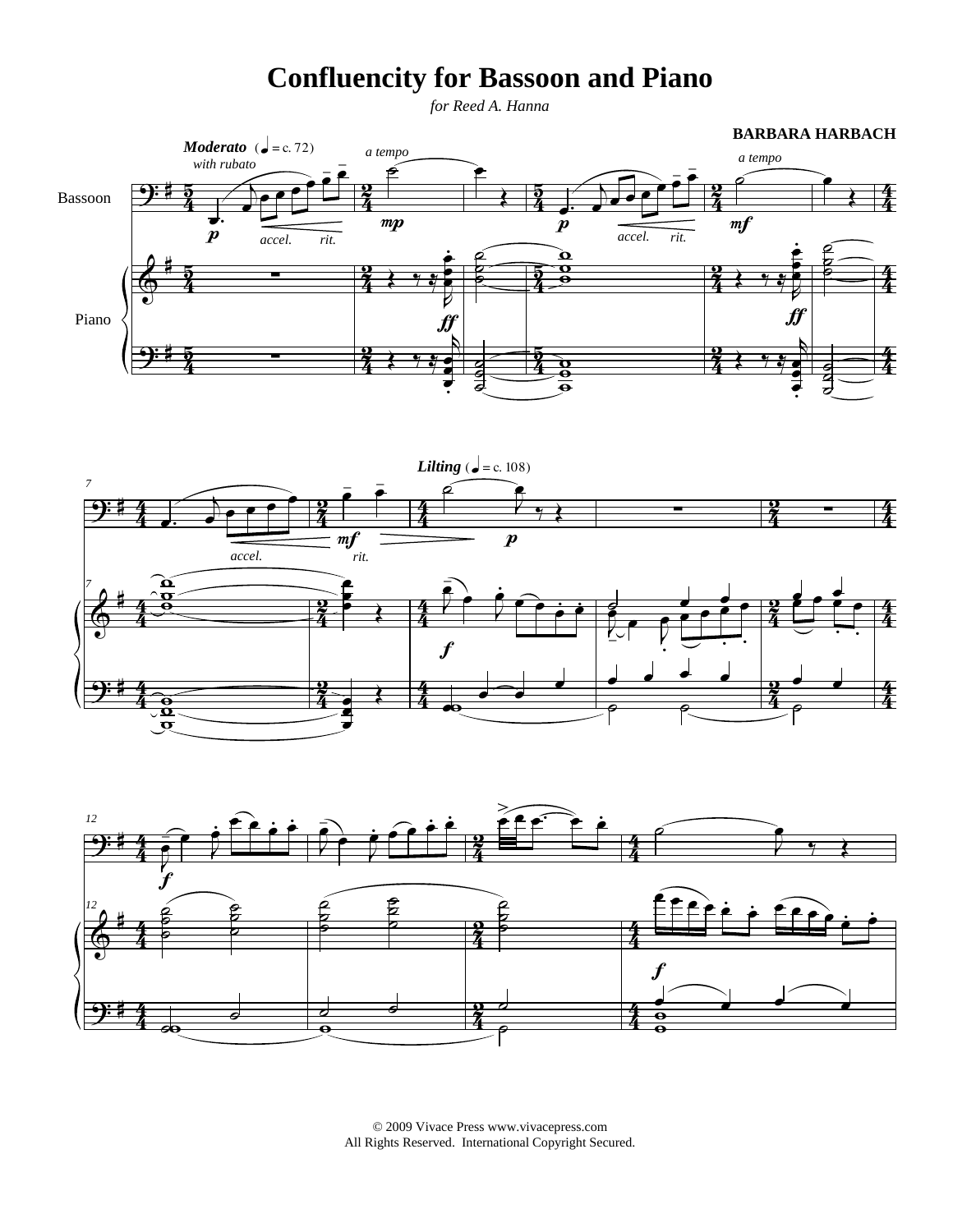# Confluencity for Bassoon and Piano

*for Reed A. Hanna*

**BARBARA HARBACH**

© 2009 Vivace Press www.vivacepress.com
All Rights Reserved. International Copyright Secured.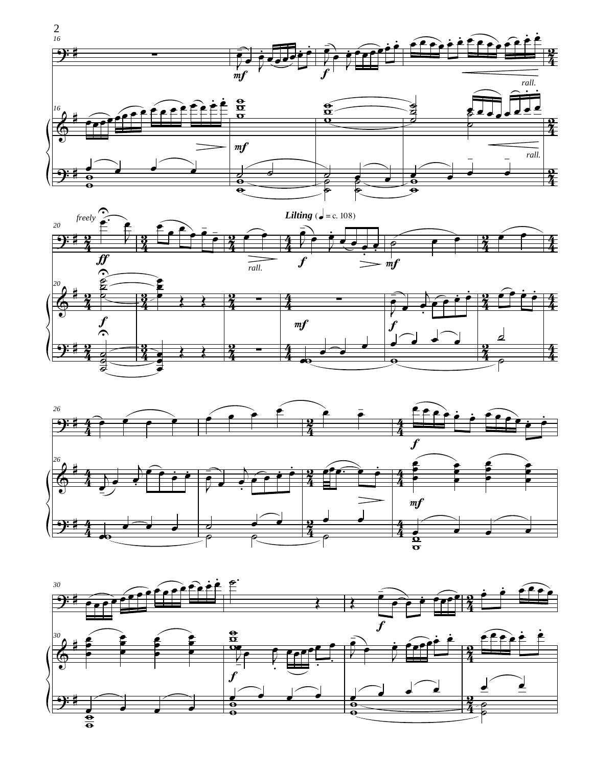freely

*Lilting* (♩ = c. 108)

*rall.*